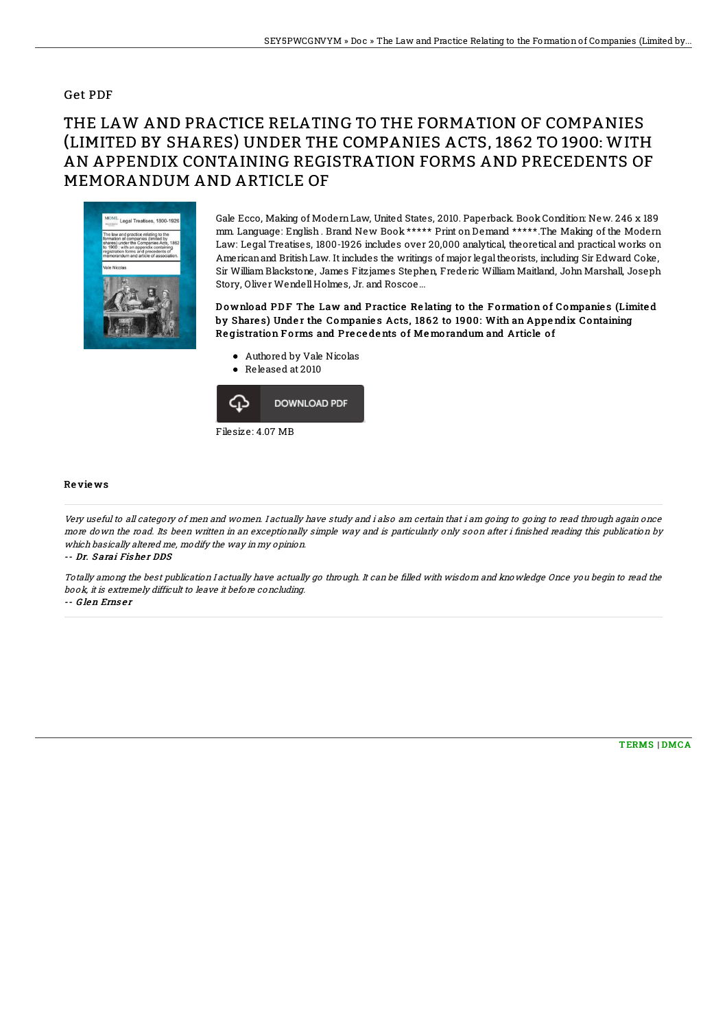## Get PDF

# THE LAW AND PRACTICE RELATING TO THE FORMATION OF COMPANIES (LIMITED BY SHARES) UNDER THE COMPANIES ACTS, 1862 TO 1900: WITH AN APPENDIX CONTAINING REGISTRATION FORMS AND PRECEDENTS OF MEMORANDUM AND ARTICLE OF

Gale Ecco, Making of Modern Law, United States, 2010. Paperback. Book Condition: New. 246 x 189 mm. Language: English . Brand New Book ***** Print on Demand *****.The Making of the Modern Law: Legal Treatises, 1800-1926 includes over 20,000 analytical, theoretical and practical works on American and British Law. It includes the writings of major legal theorists, including Sir Edward Coke, Sir William Blackstone, James Fitzjames Stephen, Frederic William Maitland, John Marshall, Joseph Story, Oliver Wendell Holmes, Jr. and Roscoe...

**Download PDF The Law and Practice Relating to the Formation of Companies (Limited by Shares) Under the Companies Acts, 1862 to 1900: With an Appendix Containing Registration Forms and Precedents of Memorandum and Article of**

- Authored by Vale Nicolas
- Released at 2010

DOWNLOAD PDF

Filesize: 4.07 MB

### Reviews

*Very useful to all category of men and women. I actually have study and i also am certain that i am going to going to read through again once more down the road. Its been written in an exceptionally simple way and is particularly only soon after i finished reading this publication by which basically altered me, modify the way in my opinion.*

*-- Dr. Sarai Fisher DDS*

*Totally among the best publication I actually have actually go through. It can be filled with wisdom and knowledge Once you begin to read the book, it is extremely difficult to leave it before concluding.*

*-- Glen Ernser*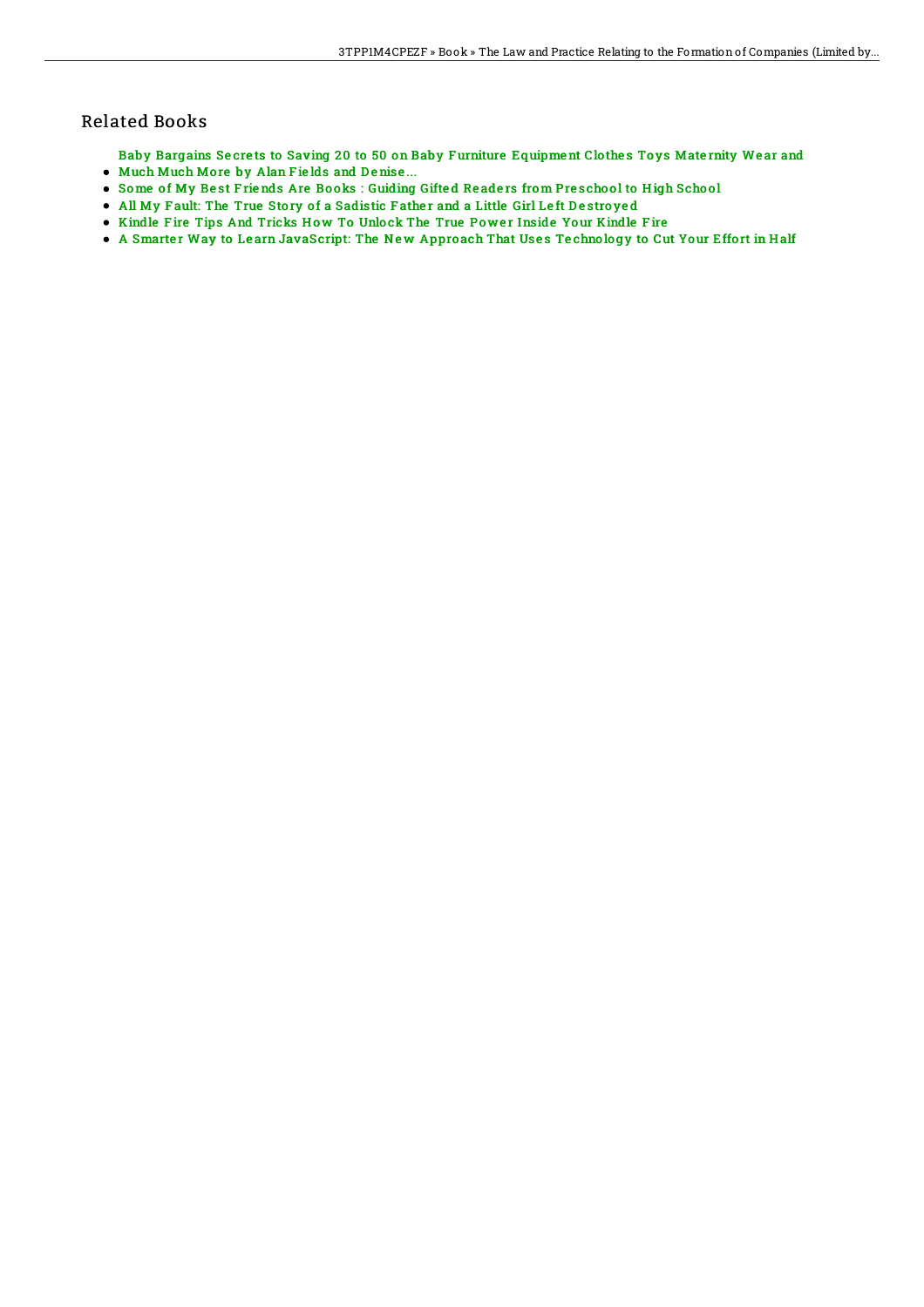## Related Books

- Baby Bargains Secrets to Saving 20 to 50 on Baby Furniture Equipment Clothes Toys Maternity Wear and Much Much More by Alan Fields and Denise...
- Some of My Best Friends Are Books : Guiding Gifted Readers from Preschool to High School
- All My Fault: The True Story of a Sadistic Father and a Little Girl Left Destroyed
- Kindle Fire Tips And Tricks How To Unlock The True Power Inside Your Kindle Fire
- A Smarter Way to Learn JavaScript: The New Approach That Uses Technology to Cut Your Effort in Half